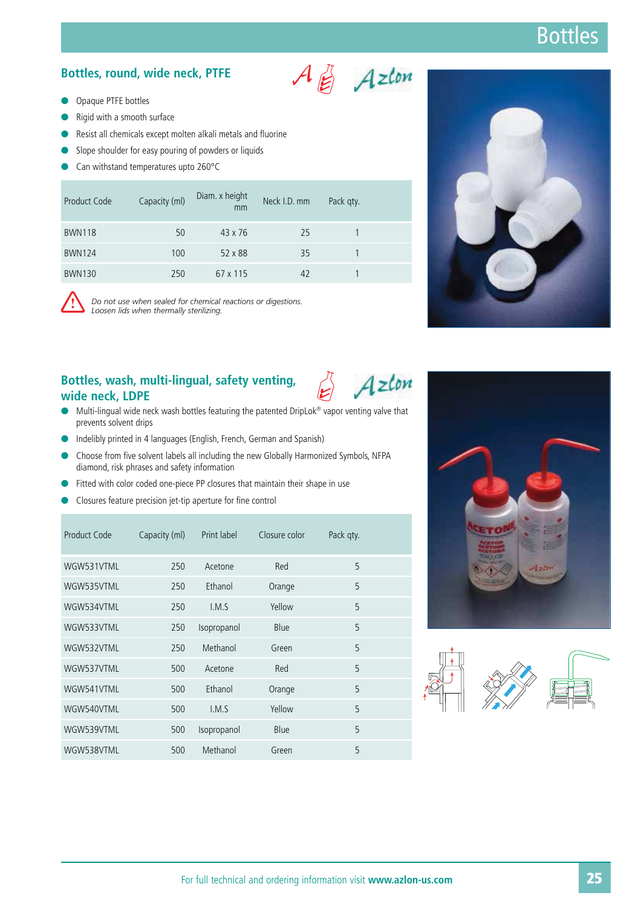# Bottles

## Bottles, round, wide neck, PTFE

- Opaque PTFE bottles
- Rigid with a smooth surface
- Resist all chemicals except molten alkali metals and fluorine
- Slope shoulder for easy pouring of powders or liquids
- Can withstand temperatures upto 260°C

| Product Code | Capacity (ml) | Diam. x height mm | Neck I.D. mm | Pack qty. |
|---|---|---|---|---|
| BWN118 | 50 | 43 x 76 | 25 | 1 |
| BWN124 | 100 | 52 x 88 | 35 | 1 |
| BWN130 | 250 | 67 x 115 | 42 | 1 |

*Do not use when sealed for chemical reactions or digestions. Loosen lids when thermally sterilizing.*

## Bottles, wash, multi-lingual, safety venting, wide neck, LDPE

- Multi-lingual wide neck wash bottles featuring the patented DripLok® vapor venting valve that prevents solvent drips
- Indelibly printed in 4 languages (English, French, German and Spanish)
- Choose from five solvent labels all including the new Globally Harmonized Symbols, NFPA diamond, risk phrases and safety information
- Fitted with color coded one-piece PP closures that maintain their shape in use
- Closures feature precision jet-tip aperture for fine control

| Product Code | Capacity (ml) | Print label | Closure color | Pack qty. |
|---|---|---|---|---|
| WGW531VTML | 250 | Acetone | Red | 5 |
| WGW535VTML | 250 | Ethanol | Orange | 5 |
| WGW534VTML | 250 | I.M.S | Yellow | 5 |
| WGW533VTML | 250 | Isopropanol | Blue | 5 |
| WGW532VTML | 250 | Methanol | Green | 5 |
| WGW537VTML | 500 | Acetone | Red | 5 |
| WGW541VTML | 500 | Ethanol | Orange | 5 |
| WGW540VTML | 500 | I.M.S | Yellow | 5 |
| WGW539VTML | 500 | Isopropanol | Blue | 5 |
| WGW538VTML | 500 | Methanol | Green | 5 |

For full technical and ordering information visit **www.azlon-us.com**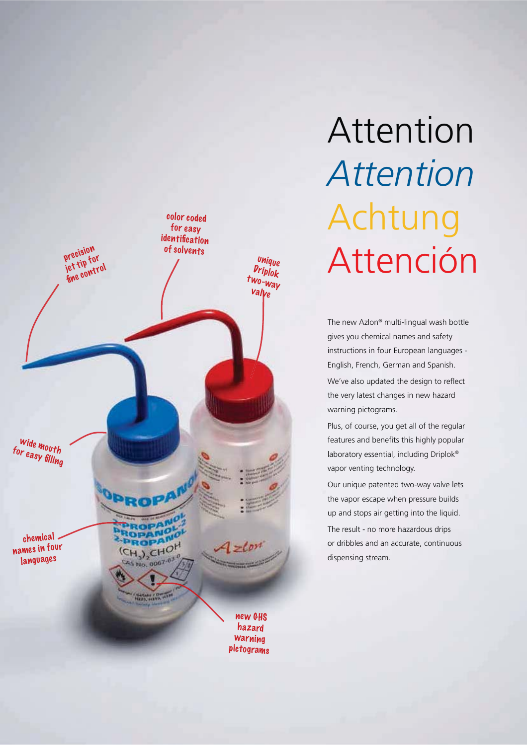# Attention
# *Attention*
# Achtung
# Atención

precision jet tip for fine control

color coded for easy identification of solvents

unique Driplok two-way valve

wide mouth for easy filling

chemical names in four languages

new GHS hazard warning pictograms

The new Azlon® multi-lingual wash bottle gives you chemical names and safety instructions in four European languages - English, French, German and Spanish.

We've also updated the design to reflect the very latest changes in new hazard warning pictograms.

Plus, of course, you get all of the regular features and benefits this highly popular laboratory essential, including Driplok® vapor venting technology.

Our unique patented two-way valve lets the vapor escape when pressure builds up and stops air getting into the liquid.

The result - no more hazardous drips or dribbles and an accurate, continuous dispensing stream.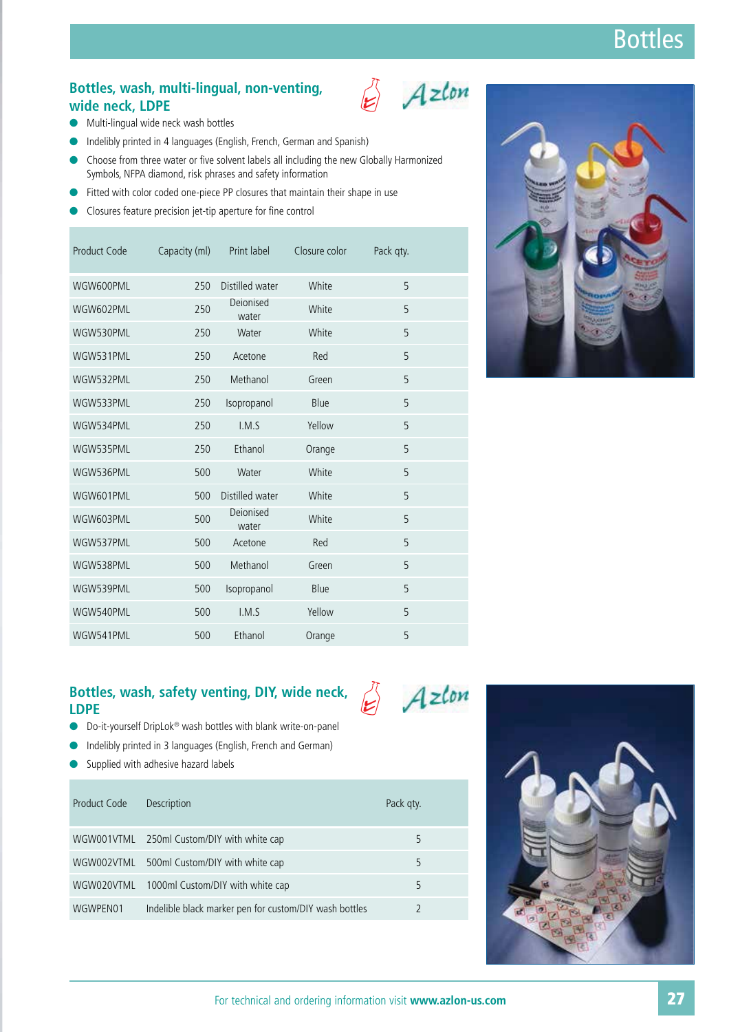# Bottles

## Bottles, wash, multi-lingual, non-venting, wide neck, LDPE

Azlon

- Multi-lingual wide neck wash bottles
- Indelibly printed in 4 languages (English, French, German and Spanish)
- Choose from three water or five solvent labels all including the new Globally Harmonized Symbols, NFPA diamond, risk phrases and safety information
- Fitted with color coded one-piece PP closures that maintain their shape in use
- Closures feature precision jet-tip aperture for fine control

| Product Code | Capacity (ml) | Print label | Closure color | Pack qty. |
|---|---|---|---|---|
| WGW600PML | 250 | Distilled water | White | 5 |
| WGW602PML | 250 | Deionised water | White | 5 |
| WGW530PML | 250 | Water | White | 5 |
| WGW531PML | 250 | Acetone | Red | 5 |
| WGW532PML | 250 | Methanol | Green | 5 |
| WGW533PML | 250 | Isopropanol | Blue | 5 |
| WGW534PML | 250 | I.M.S | Yellow | 5 |
| WGW535PML | 250 | Ethanol | Orange | 5 |
| WGW536PML | 500 | Water | White | 5 |
| WGW601PML | 500 | Distilled water | White | 5 |
| WGW603PML | 500 | Deionised water | White | 5 |
| WGW537PML | 500 | Acetone | Red | 5 |
| WGW538PML | 500 | Methanol | Green | 5 |
| WGW539PML | 500 | Isopropanol | Blue | 5 |
| WGW540PML | 500 | I.M.S | Yellow | 5 |
| WGW541PML | 500 | Ethanol | Orange | 5 |

## Bottles, wash, safety venting, DIY, wide neck, LDPE

Azlon

- Do-it-yourself DripLok® wash bottles with blank write-on-panel
- Indelibly printed in 3 languages (English, French and German)
- Supplied with adhesive hazard labels

| Product Code | Description | Pack qty. |
|---|---|---|
| WGW001VTML | 250ml Custom/DIY with white cap | 5 |
| WGW002VTML | 500ml Custom/DIY with white cap | 5 |
| WGW020VTML | 1000ml Custom/DIY with white cap | 5 |
| WGWPEN01 | Indelible black marker pen for custom/DIY wash bottles | 2 |

For technical and ordering information visit **www.azlon-us.com**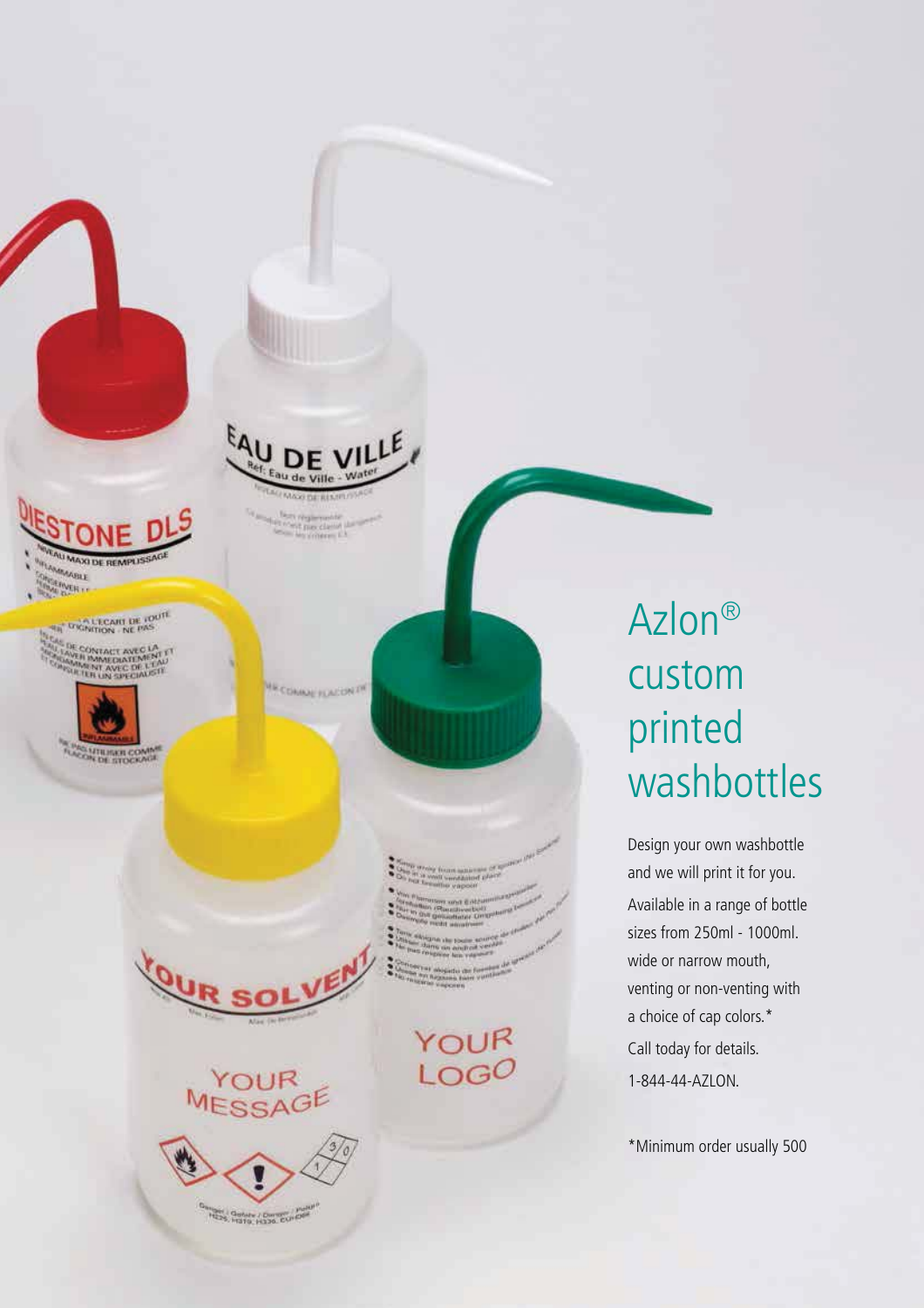# Azlon® custom printed washbottles

Design your own washbottle and we will print it for you. Available in a range of bottle sizes from 250ml - 1000ml. wide or narrow mouth, venting or non-venting with a choice of cap colors.* Call today for details. 1-844-44-AZLON.

*Minimum order usually 500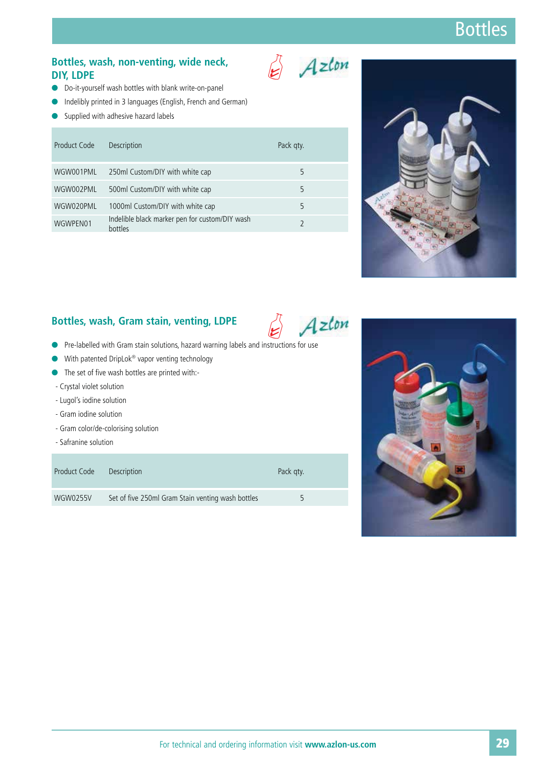## Bottles, wash, non-venting, wide neck, DIY, LDPE

- Do-it-yourself wash bottles with blank write-on-panel
- Indelibly printed in 3 languages (English, French and German)
- Supplied with adhesive hazard labels

| Product Code | Description | Pack qty. |
|---|---|---|
| WGW001PML | 250ml Custom/DIY with white cap | 5 |
| WGW002PML | 500ml Custom/DIY with white cap | 5 |
| WGW020PML | 1000ml Custom/DIY with white cap | 5 |
| WGWPEN01 | Indelible black marker pen for custom/DIY wash bottles | 2 |

## Bottles, wash, Gram stain, venting, LDPE

- Pre-labelled with Gram stain solutions, hazard warning labels and instructions for use
- With patented DripLok® vapor venting technology
- The set of five wash bottles are printed with:-

- Crystal violet solution
- Lugol's iodine solution
- Gram iodine solution
- Gram color/de-colorising solution
- Safranine solution

| Product Code | Description | Pack qty. |
|---|---|---|
| WGW0255V | Set of five 250ml Gram Stain venting wash bottles | 5 |

For technical and ordering information visit **www.azlon-us.com**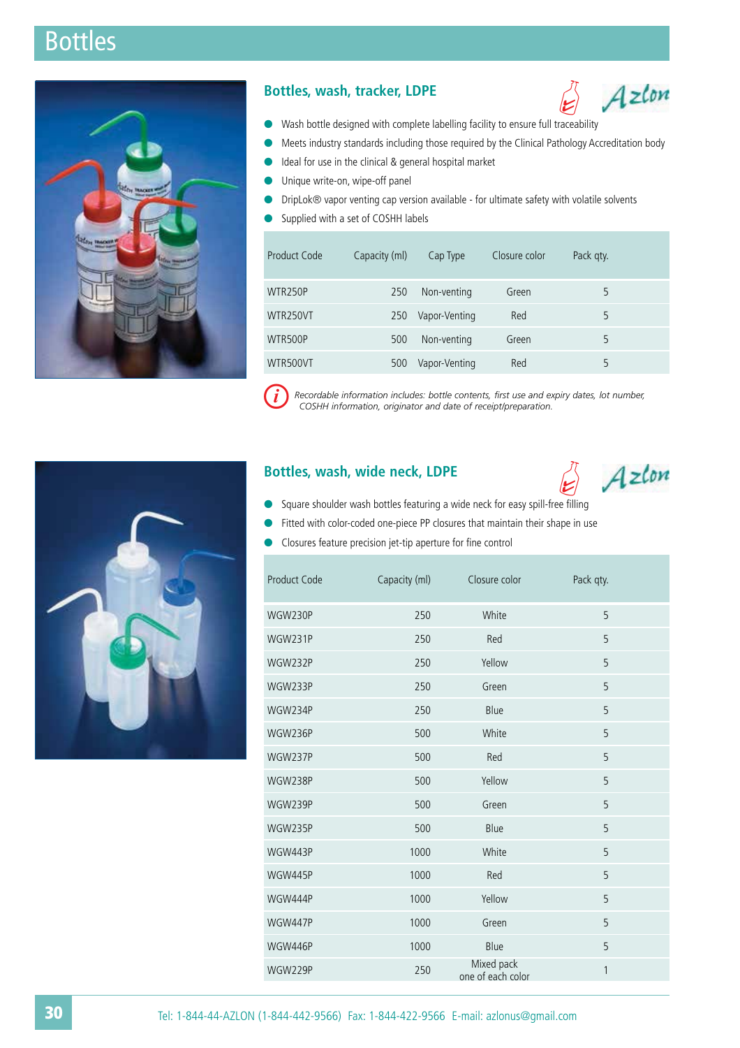# Bottles

## Bottles, wash, tracker, LDPE

Azlon

- Wash bottle designed with complete labelling facility to ensure full traceability
- Meets industry standards including those required by the Clinical Pathology Accreditation body
- Ideal for use in the clinical & general hospital market
- Unique write-on, wipe-off panel
- DripLok® vapor venting cap version available - for ultimate safety with volatile solvents
- Supplied with a set of COSHH labels

| Product Code | Capacity (ml) | Cap Type | Closure color | Pack qty. |
|---|---|---|---|---|
| WTR250P | 250 | Non-venting | Green | 5 |
| WTR250VT | 250 | Vapor-Venting | Red | 5 |
| WTR500P | 500 | Non-venting | Green | 5 |
| WTR500VT | 500 | Vapor-Venting | Red | 5 |

*Recordable information includes: bottle contents, first use and expiry dates, lot number, COSHH information, originator and date of receipt/preparation.*

## Bottles, wash, wide neck, LDPE

Azlon

- Square shoulder wash bottles featuring a wide neck for easy spill-free filling
- Fitted with color-coded one-piece PP closures that maintain their shape in use
- Closures feature precision jet-tip aperture for fine control

| Product Code | Capacity (ml) | Closure color | Pack qty. |
|---|---|---|---|
| WGW230P | 250 | White | 5 |
| WGW231P | 250 | Red | 5 |
| WGW232P | 250 | Yellow | 5 |
| WGW233P | 250 | Green | 5 |
| WGW234P | 250 | Blue | 5 |
| WGW236P | 500 | White | 5 |
| WGW237P | 500 | Red | 5 |
| WGW238P | 500 | Yellow | 5 |
| WGW239P | 500 | Green | 5 |
| WGW235P | 500 | Blue | 5 |
| WGW443P | 1000 | White | 5 |
| WGW445P | 1000 | Red | 5 |
| WGW444P | 1000 | Yellow | 5 |
| WGW447P | 1000 | Green | 5 |
| WGW446P | 1000 | Blue | 5 |
| WGW229P | 250 | Mixed pack one of each color | 1 |

Tel: 1-844-44-AZLON (1-844-442-9566) Fax: 1-844-422-9566 E-mail: azlonus@gmail.com